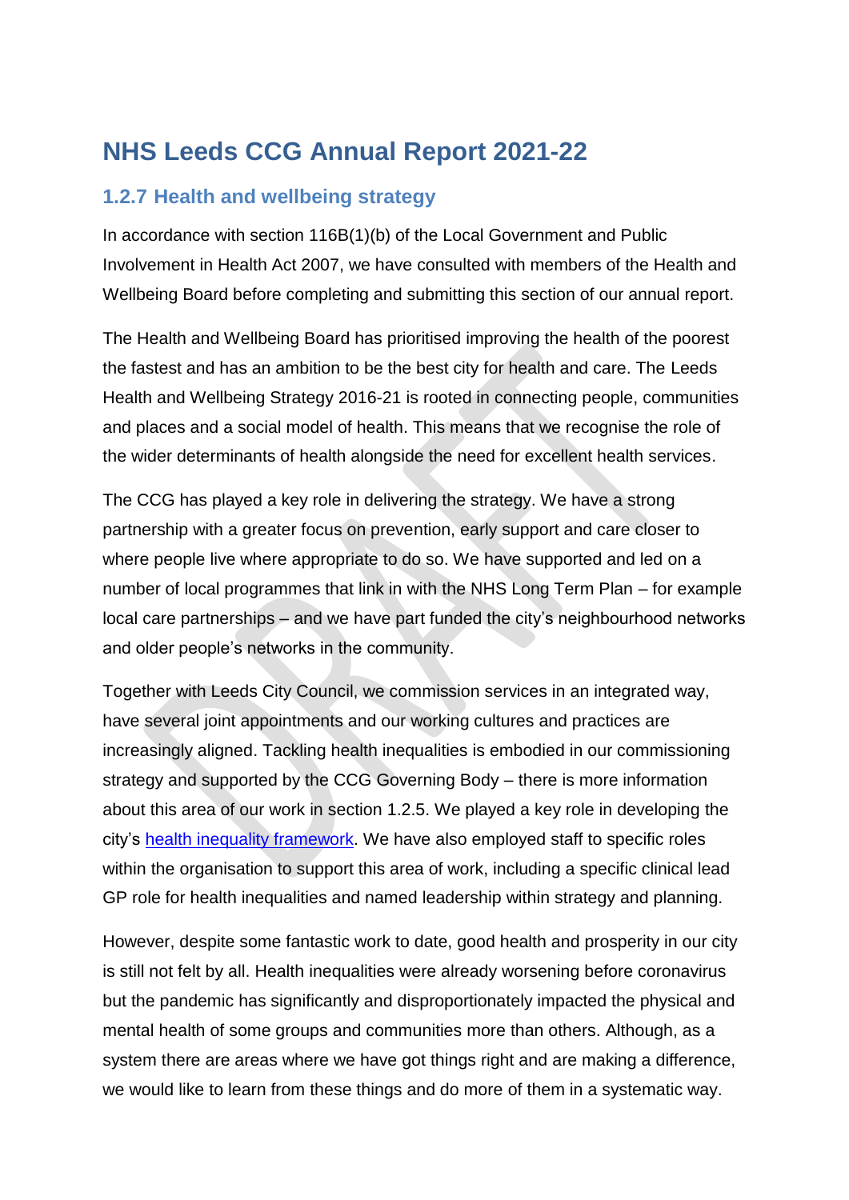# NHS Leeds CCG Annual Report 2021-22

## 1.2.7 Health and wellbeing strategy

In accordance with section 116B(1)(b) of the Local Government and Public Involvement in Health Act 2007, we have consulted with members of the Health and Wellbeing Board before completing and submitting this section of our annual report.

The Health and Wellbeing Board has prioritised improving the health of the poorest the fastest and has an ambition to be the best city for health and care. The Leeds Health and Wellbeing Strategy 2016-21 is rooted in connecting people, communities and places and a social model of health. This means that we recognise the role of the wider determinants of health alongside the need for excellent health services.

The CCG has played a key role in delivering the strategy. We have a strong partnership with a greater focus on prevention, early support and care closer to where people live where appropriate to do so. We have supported and led on a number of local programmes that link in with the NHS Long Term Plan – for example local care partnerships – and we have part funded the city's neighbourhood networks and older people's networks in the community.

Together with Leeds City Council, we commission services in an integrated way, have several joint appointments and our working cultures and practices are increasingly aligned. Tackling health inequalities is embodied in our commissioning strategy and supported by the CCG Governing Body – there is more information about this area of our work in section 1.2.5. We played a key role in developing the city's health inequality framework. We have also employed staff to specific roles within the organisation to support this area of work, including a specific clinical lead GP role for health inequalities and named leadership within strategy and planning.

However, despite some fantastic work to date, good health and prosperity in our city is still not felt by all. Health inequalities were already worsening before coronavirus but the pandemic has significantly and disproportionately impacted the physical and mental health of some groups and communities more than others. Although, as a system there are areas where we have got things right and are making a difference, we would like to learn from these things and do more of them in a systematic way.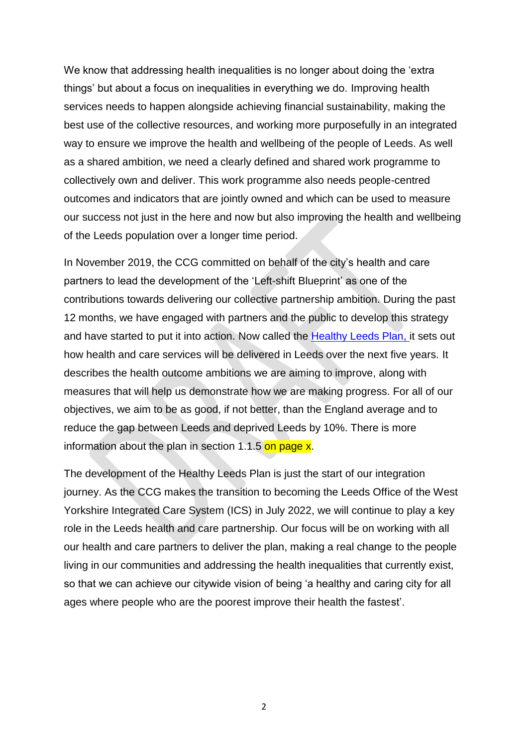We know that addressing health inequalities is no longer about doing the 'extra things' but about a focus on inequalities in everything we do. Improving health services needs to happen alongside achieving financial sustainability, making the best use of the collective resources, and working more purposefully in an integrated way to ensure we improve the health and wellbeing of the people of Leeds. As well as a shared ambition, we need a clearly defined and shared work programme to collectively own and deliver. This work programme also needs people-centred outcomes and indicators that are jointly owned and which can be used to measure our success not just in the here and now but also improving the health and wellbeing of the Leeds population over a longer time period.

In November 2019, the CCG committed on behalf of the city's health and care partners to lead the development of the 'Left-shift Blueprint' as one of the contributions towards delivering our collective partnership ambition. During the past 12 months, we have engaged with partners and the public to develop this strategy and have started to put it into action. Now called the Healthy Leeds Plan, it sets out how health and care services will be delivered in Leeds over the next five years. It describes the health outcome ambitions we are aiming to improve, along with measures that will help us demonstrate how we are making progress. For all of our objectives, we aim to be as good, if not better, than the England average and to reduce the gap between Leeds and deprived Leeds by 10%. There is more information about the plan in section 1.1.5 on page x.

The development of the Healthy Leeds Plan is just the start of our integration journey. As the CCG makes the transition to becoming the Leeds Office of the West Yorkshire Integrated Care System (ICS) in July 2022, we will continue to play a key role in the Leeds health and care partnership. Our focus will be on working with all our health and care partners to deliver the plan, making a real change to the people living in our communities and addressing the health inequalities that currently exist, so that we can achieve our citywide vision of being 'a healthy and caring city for all ages where people who are the poorest improve their health the fastest'.